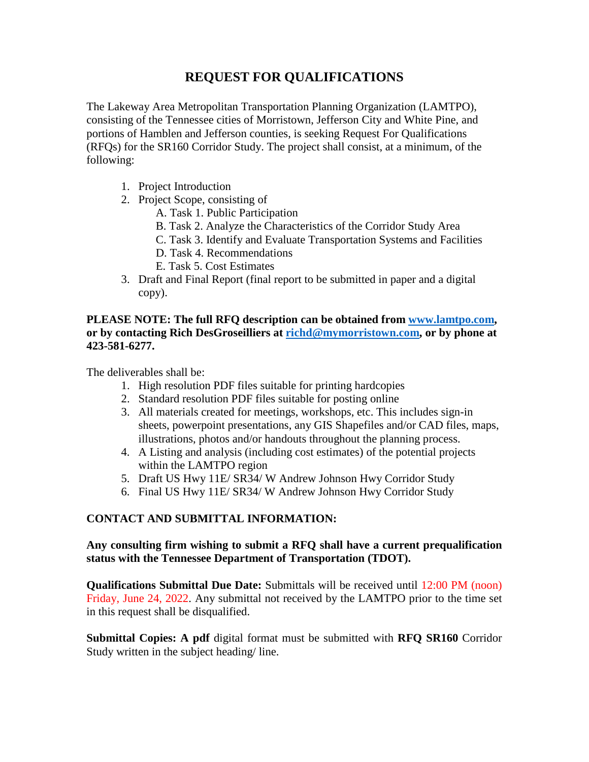# REQUEST FOR QUALIFICATIONS

The Lakeway Area Metropolitan Transportation Planning Organization (LAMTPO), consisting of the Tennessee cities of Morristown, Jefferson City and White Pine, and portions of Hamblen and Jefferson counties, is seeking Request For Qualifications (RFQs) for the SR160 Corridor Study. The project shall consist, at a minimum, of the following:

1. Project Introduction
2. Project Scope, consisting of
   - A. Task 1. Public Participation
   - B. Task 2. Analyze the Characteristics of the Corridor Study Area
   - C. Task 3. Identify and Evaluate Transportation Systems and Facilities
   - D. Task 4. Recommendations
   - E. Task 5. Cost Estimates
3. Draft and Final Report (final report to be submitted in paper and a digital copy).

**PLEASE NOTE: The full RFQ description can be obtained from [www.lamtpo.com](www.lamtpo.com), or by contacting Rich DesGroseilliers at [richd@mymorristown.com](mailto:richd@mymorristown.com), or by phone at 423-581-6277.**

The deliverables shall be:

1. High resolution PDF files suitable for printing hardcopies
2. Standard resolution PDF files suitable for posting online
3. All materials created for meetings, workshops, etc. This includes sign-in sheets, powerpoint presentations, any GIS Shapefiles and/or CAD files, maps, illustrations, photos and/or handouts throughout the planning process.
4. A Listing and analysis (including cost estimates) of the potential projects within the LAMTPO region
5. Draft US Hwy 11E/ SR34/ W Andrew Johnson Hwy Corridor Study
6. Final US Hwy 11E/ SR34/ W Andrew Johnson Hwy Corridor Study

**CONTACT AND SUBMITTAL INFORMATION:**

**Any consulting firm wishing to submit a RFQ shall have a current prequalification status with the Tennessee Department of Transportation (TDOT).**

**Qualifications Submittal Due Date:** Submittals will be received until 12:00 PM (noon) Friday, June 24, 2022. Any submittal not received by the LAMTPO prior to the time set in this request shall be disqualified.

**Submittal Copies: A pdf** digital format must be submitted with **RFQ SR160** Corridor Study written in the subject heading/ line.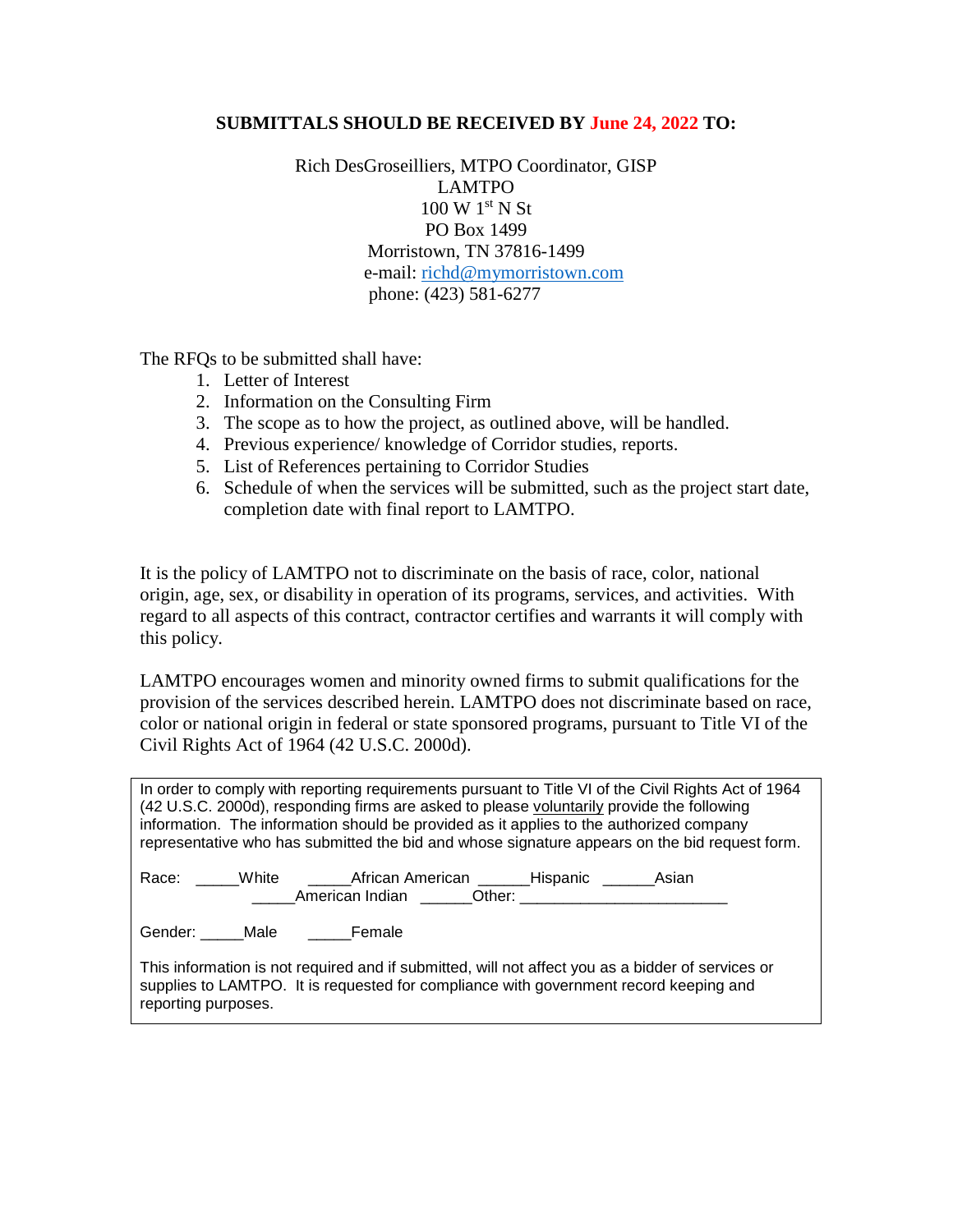**SUBMITTALS SHOULD BE RECEIVED BY June 24, 2022 TO:**

Rich DesGroseilliers, MTPO Coordinator, GISP
LAMTPO
100 W 1st N St
PO Box 1499
Morristown, TN 37816-1499
e-mail: richd@mymorristown.com
phone: (423) 581-6277

The RFQs to be submitted shall have:

1. Letter of Interest
2. Information on the Consulting Firm
3. The scope as to how the project, as outlined above, will be handled.
4. Previous experience/ knowledge of Corridor studies, reports.
5. List of References pertaining to Corridor Studies
6. Schedule of when the services will be submitted, such as the project start date, completion date with final report to LAMTPO.

It is the policy of LAMTPO not to discriminate on the basis of race, color, national origin, age, sex, or disability in operation of its programs, services, and activities. With regard to all aspects of this contract, contractor certifies and warrants it will comply with this policy.

LAMTPO encourages women and minority owned firms to submit qualifications for the provision of the services described herein. LAMTPO does not discriminate based on race, color or national origin in federal or state sponsored programs, pursuant to Title VI of the Civil Rights Act of 1964 (42 U.S.C. 2000d).

In order to comply with reporting requirements pursuant to Title VI of the Civil Rights Act of 1964 (42 U.S.C. 2000d), responding firms are asked to please voluntarily provide the following information. The information should be provided as it applies to the authorized company representative who has submitted the bid and whose signature appears on the bid request form.

Race: _____White _____African American ______Hispanic ______Asian
_____American Indian ______Other: ________________________

Gender: _____Male _____Female

This information is not required and if submitted, will not affect you as a bidder of services or supplies to LAMTPO. It is requested for compliance with government record keeping and reporting purposes.